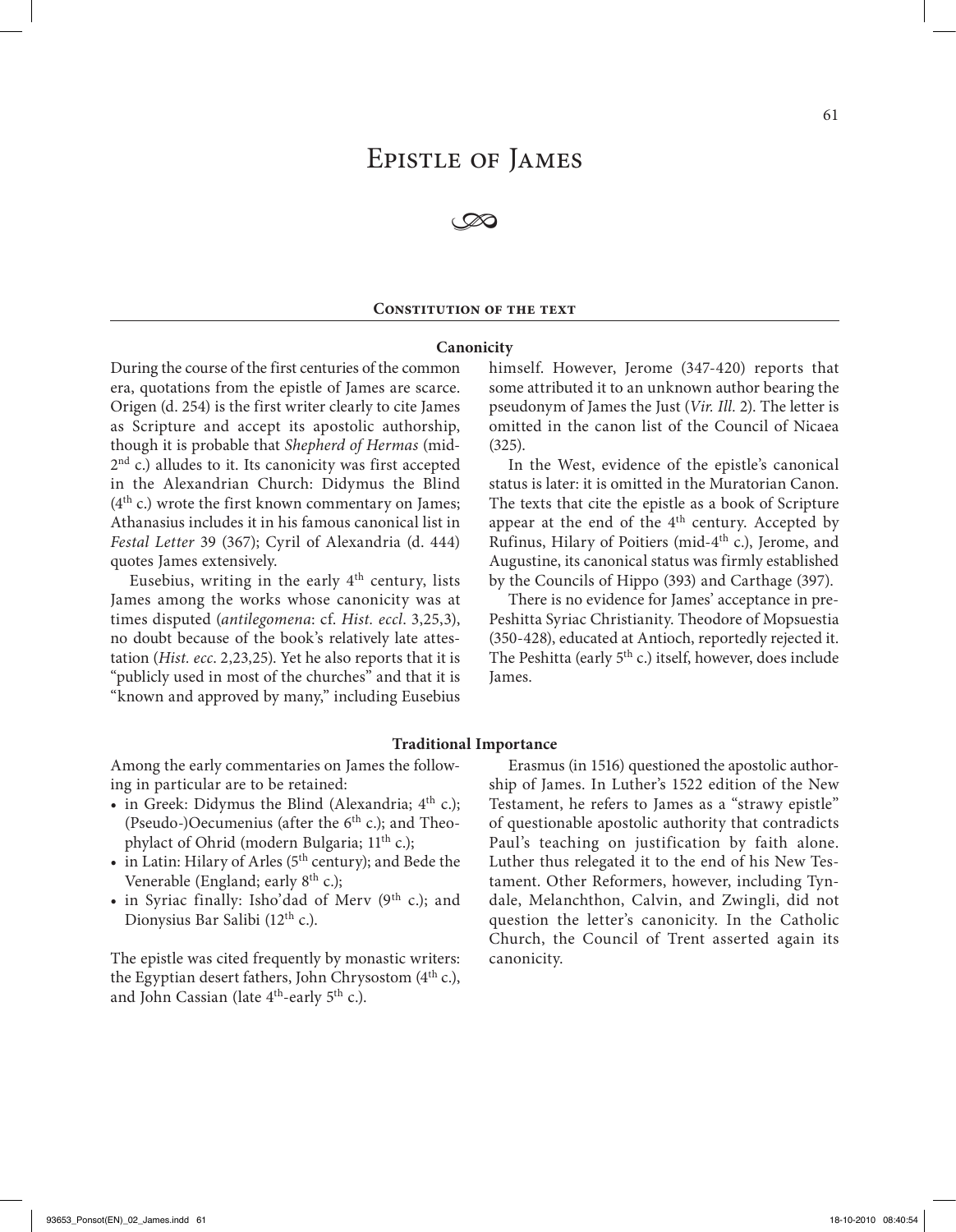# Epistle of James

## Constitution of the text

### Canonicity

During the course of the first centuries of the common era, quotations from the epistle of James are scarce. Origen (d. 254) is the first writer clearly to cite James as Scripture and accept its apostolic authorship, though it is probable that *Shepherd of Hermas* (mid-2nd c.) alludes to it. Its canonicity was first accepted in the Alexandrian Church: Didymus the Blind (4th c.) wrote the first known commentary on James; Athanasius includes it in his famous canonical list in *Festal Letter* 39 (367); Cyril of Alexandria (d. 444) quotes James extensively.

Eusebius, writing in the early 4th century, lists James among the works whose canonicity was at times disputed (*antilegomena*: cf. *Hist. eccl*. 3,25,3), no doubt because of the book's relatively late attestation (*Hist. ecc*. 2,23,25). Yet he also reports that it is "publicly used in most of the churches" and that it is "known and approved by many," including Eusebius himself. However, Jerome (347-420) reports that some attributed it to an unknown author bearing the pseudonym of James the Just (*Vir. Ill.* 2). The letter is omitted in the canon list of the Council of Nicaea (325).

In the West, evidence of the epistle's canonical status is later: it is omitted in the Muratorian Canon. The texts that cite the epistle as a book of Scripture appear at the end of the 4th century. Accepted by Rufinus, Hilary of Poitiers (mid-4th c.), Jerome, and Augustine, its canonical status was firmly established by the Councils of Hippo (393) and Carthage (397).

There is no evidence for James' acceptance in pre-Peshitta Syriac Christianity. Theodore of Mopsuestia (350-428), educated at Antioch, reportedly rejected it. The Peshitta (early 5th c.) itself, however, does include James.

### Traditional Importance

Among the early commentaries on James the following in particular are to be retained:

- in Greek: Didymus the Blind (Alexandria; 4th c.); (Pseudo-)Oecumenius (after the 6th c.); and Theophylact of Ohrid (modern Bulgaria; 11th c.);
- in Latin: Hilary of Arles (5th century); and Bede the Venerable (England; early 8th c.);
- in Syriac finally: Isho'dad of Merv (9th c.); and Dionysius Bar Salibi (12th c.).

The epistle was cited frequently by monastic writers: the Egyptian desert fathers, John Chrysostom (4th c.), and John Cassian (late 4th-early 5th c.).

Erasmus (in 1516) questioned the apostolic authorship of James. In Luther's 1522 edition of the New Testament, he refers to James as a "strawy epistle" of questionable apostolic authority that contradicts Paul's teaching on justification by faith alone. Luther thus relegated it to the end of his New Testament. Other Reformers, however, including Tyndale, Melanchthon, Calvin, and Zwingli, did not question the letter's canonicity. In the Catholic Church, the Council of Trent asserted again its canonicity.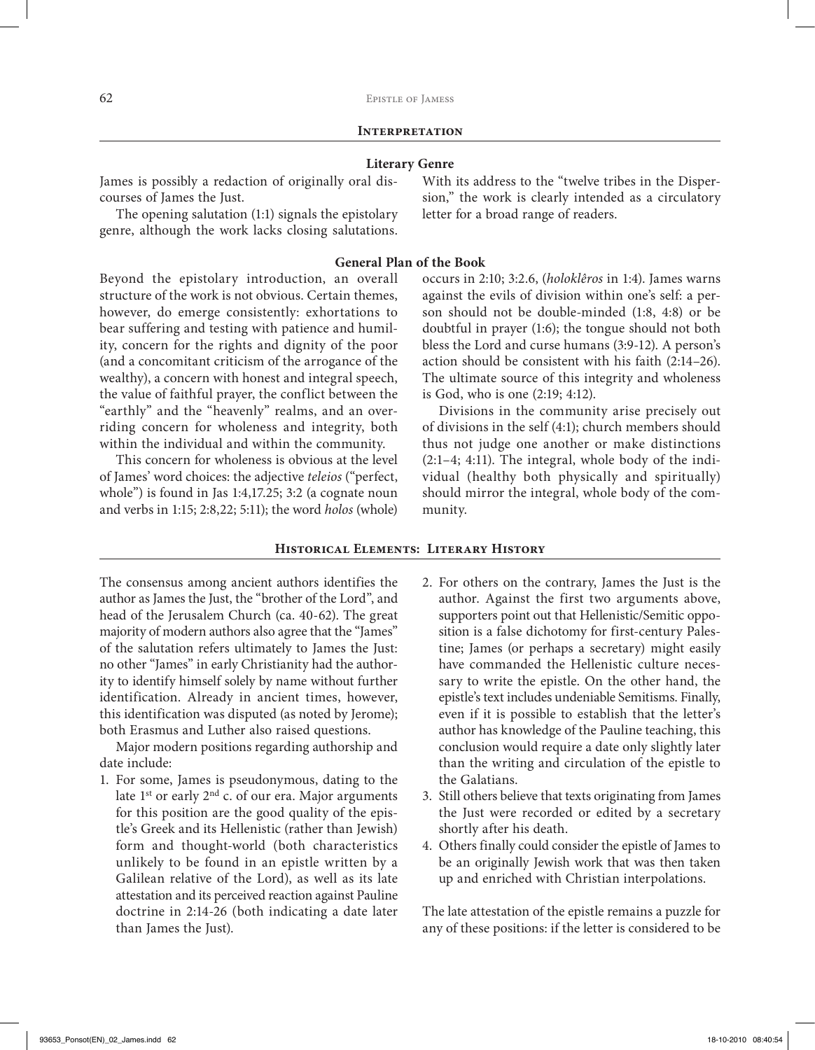## Interpretation

### Literary Genre

James is possibly a redaction of originally oral discourses of James the Just.

The opening salutation (1:1) signals the epistolary genre, although the work lacks closing salutations. With its address to the "twelve tribes in the Dispersion," the work is clearly intended as a circulatory letter for a broad range of readers.

### General Plan of the Book

Beyond the epistolary introduction, an overall structure of the work is not obvious. Certain themes, however, do emerge consistently: exhortations to bear suffering and testing with patience and humility, concern for the rights and dignity of the poor (and a concomitant criticism of the arrogance of the wealthy), a concern with honest and integral speech, the value of faithful prayer, the conflict between the "earthly" and the "heavenly" realms, and an overriding concern for wholeness and integrity, both within the individual and within the community.

This concern for wholeness is obvious at the level of James' word choices: the adjective *teleios* ("perfect, whole") is found in Jas 1:4,17.25; 3:2 (a cognate noun and verbs in 1:15; 2:8,22; 5:11); the word *holos* (whole) occurs in 2:10; 3:2.6, (*holoklêros* in 1:4). James warns against the evils of division within one's self: a person should not be double-minded (1:8, 4:8) or be doubtful in prayer (1:6); the tongue should not both bless the Lord and curse humans (3:9-12). A person's action should be consistent with his faith (2:14–26). The ultimate source of this integrity and wholeness is God, who is one (2:19; 4:12).

Divisions in the community arise precisely out of divisions in the self (4:1); church members should thus not judge one another or make distinctions (2:1–4; 4:11). The integral, whole body of the individual (healthy both physically and spiritually) should mirror the integral, whole body of the community.

## Historical Elements: Literary History

The consensus among ancient authors identifies the author as James the Just, the "brother of the Lord", and head of the Jerusalem Church (ca. 40-62). The great majority of modern authors also agree that the "James" of the salutation refers ultimately to James the Just: no other "James" in early Christianity had the authority to identify himself solely by name without further identification. Already in ancient times, however, this identification was disputed (as noted by Jerome); both Erasmus and Luther also raised questions.

Major modern positions regarding authorship and date include:

1. For some, James is pseudonymous, dating to the late 1st or early 2nd c. of our era. Major arguments for this position are the good quality of the epistle's Greek and its Hellenistic (rather than Jewish) form and thought-world (both characteristics unlikely to be found in an epistle written by a Galilean relative of the Lord), as well as its late attestation and its perceived reaction against Pauline doctrine in 2:14-26 (both indicating a date later than James the Just).
2. For others on the contrary, James the Just is the author. Against the first two arguments above, supporters point out that Hellenistic/Semitic opposition is a false dichotomy for first-century Palestine; James (or perhaps a secretary) might easily have commanded the Hellenistic culture necessary to write the epistle. On the other hand, the epistle's text includes undeniable Semitisms. Finally, even if it is possible to establish that the letter's author has knowledge of the Pauline teaching, this conclusion would require a date only slightly later than the writing and circulation of the epistle to the Galatians.
3. Still others believe that texts originating from James the Just were recorded or edited by a secretary shortly after his death.
4. Others finally could consider the epistle of James to be an originally Jewish work that was then taken up and enriched with Christian interpolations.

The late attestation of the epistle remains a puzzle for any of these positions: if the letter is considered to be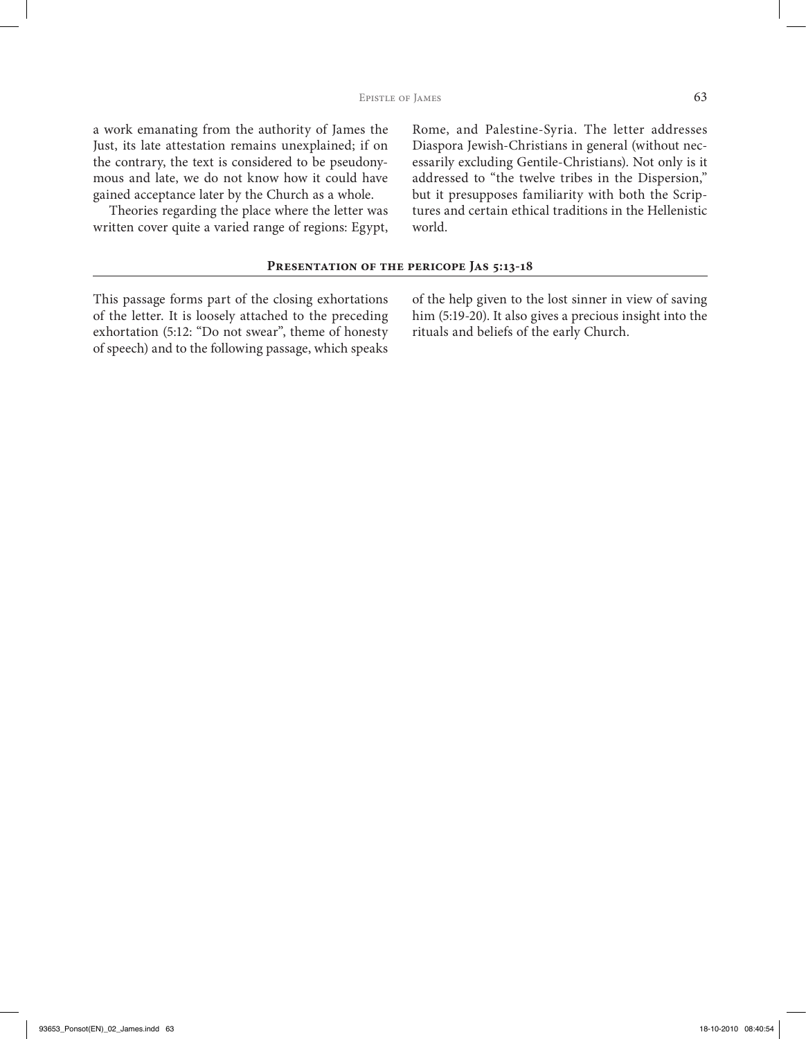a work emanating from the authority of James the Just, its late attestation remains unexplained; if on the contrary, the text is considered to be pseudonymous and late, we do not know how it could have gained acceptance later by the Church as a whole.

Theories regarding the place where the letter was written cover quite a varied range of regions: Egypt, Rome, and Palestine-Syria. The letter addresses Diaspora Jewish-Christians in general (without necessarily excluding Gentile-Christians). Not only is it addressed to "the twelve tribes in the Dispersion," but it presupposes familiarity with both the Scriptures and certain ethical traditions in the Hellenistic world.

## Presentation of the pericope Jas 5:13-18

This passage forms part of the closing exhortations of the letter. It is loosely attached to the preceding exhortation (5:12: "Do not swear", theme of honesty of speech) and to the following passage, which speaks of the help given to the lost sinner in view of saving him (5:19-20). It also gives a precious insight into the rituals and beliefs of the early Church.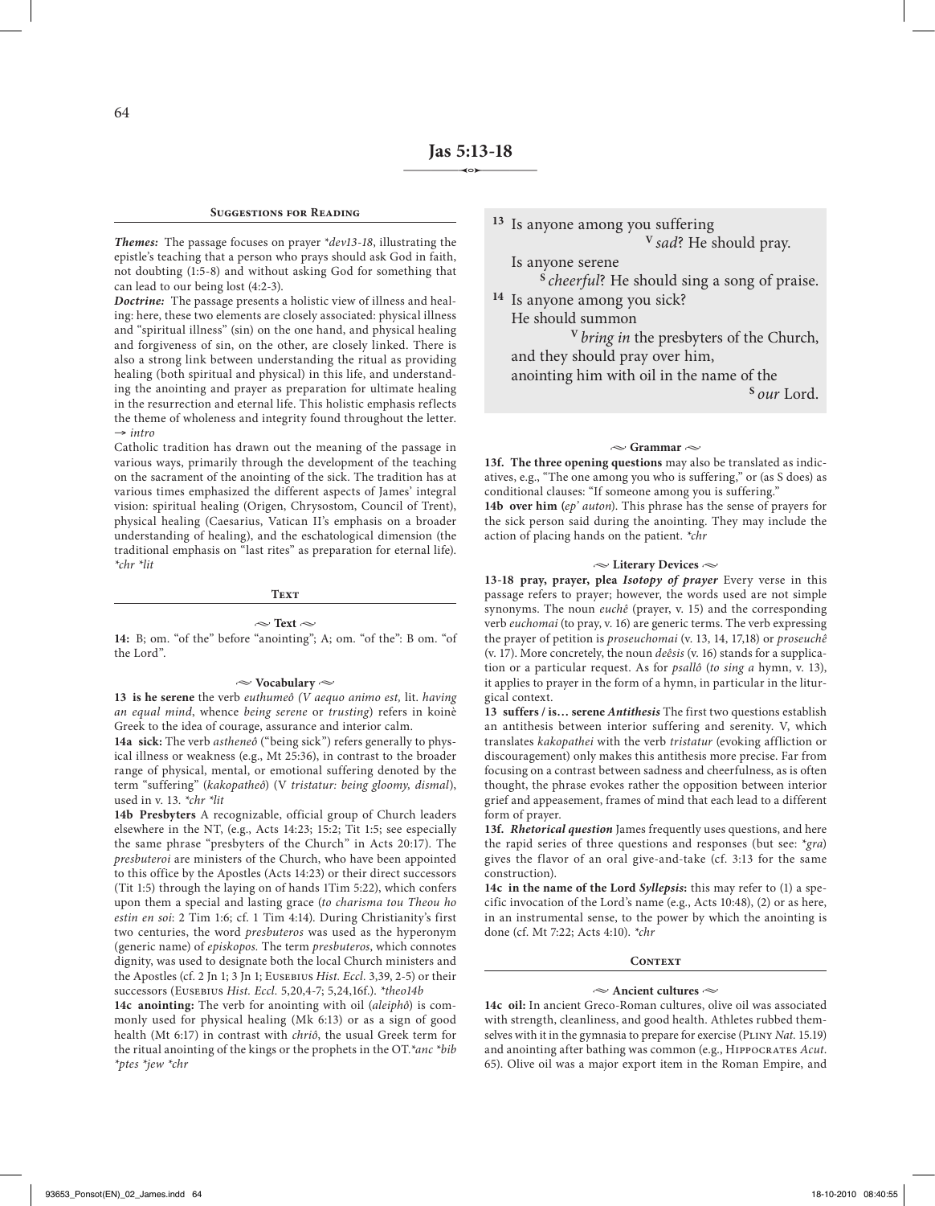# Jas 5:13-18

## Suggestions for Reading

***Themes:*** The passage focuses on prayer *dev13-18, illustrating the epistle's teaching that a person who prays should ask God in faith, not doubting (1:5-8) and without asking God for something that can lead to our being lost (4:2-3).

***Doctrine:*** The passage presents a holistic view of illness and healing: here, these two elements are closely associated: physical illness and "spiritual illness" (sin) on the one hand, and physical healing and forgiveness of sin, on the other, are closely linked. There is also a strong link between understanding the ritual as providing healing (both spiritual and physical) in this life, and understanding the anointing and prayer as preparation for ultimate healing in the resurrection and eternal life. This holistic emphasis reflects the theme of wholeness and integrity found throughout the letter. → *intro*

Catholic tradition has drawn out the meaning of the passage in various ways, primarily through the development of the teaching on the sacrament of the anointing of the sick. The tradition has at various times emphasized the different aspects of James' integral vision: spiritual healing (Origen, Chrysostom, Council of Trent), physical healing (Caesarius, Vatican II's emphasis on a broader understanding of healing), and the eschatological dimension (the traditional emphasis on "last rites" as preparation for eternal life). **chr *lit*

## Text

### Text

**14:** B; om. "of the" before "anointing"; A; om. "of the": B om. "of the Lord".

### Vocabulary

**13 is he serene** the verb *euthumeô (V aequo animo est,* lit. *having an equal mind*, whence *being serene* or *trusting*) refers in koinè Greek to the idea of courage, assurance and interior calm.

**14a sick:** The verb *astheneô* ("being sick") refers generally to physical illness or weakness (e.g., Mt 25:36), in contrast to the broader range of physical, mental, or emotional suffering denoted by the term "suffering" (*kakopatheô*) (V *tristatur: being gloomy, dismal*), used in v. 13. **chr *lit*

**14b Presbyters** A recognizable, official group of Church leaders elsewhere in the NT, (e.g., Acts 14:23; 15:2; Tit 1:5; see especially the same phrase "presbyters of the Church" in Acts 20:17). The *presbuteroi* are ministers of the Church, who have been appointed to this office by the Apostles (Acts 14:23) or their direct successors (Tit 1:5) through the laying on of hands 1Tim 5:22), which confers upon them a special and lasting grace (*to charisma tou Theou ho estin en soi*: 2 Tim 1:6; cf. 1 Tim 4:14). During Christianity's first two centuries, the word *presbuteros* was used as the hyperonym (generic name) of *episkopos.* The term *presbuteros*, which connotes dignity, was used to designate both the local Church ministers and the Apostles (cf. 2 Jn 1; 3 Jn 1; Eusebius *Hist. Eccl.* 3,39, 2-5) or their successors (Eusebius *Hist. Eccl.* 5,20,4-7; 5,24,16f.). **theo14b*

**14c anointing:** The verb for anointing with oil (*aleiphô*) is commonly used for physical healing (Mk 6:13) or as a sign of good health (Mt 6:17) in contrast with *chriô*, the usual Greek term for the ritual anointing of the kings or the prophets in the OT.**anc *bib *ptes *jew *chr*

> [13] Is anyone among you suffering
> [V] *sad*? He should pray.
> Is anyone serene
> [S] *cheerful*? He should sing a song of praise.
> [14] Is anyone among you sick?
> He should summon
> [V] *bring in* the presbyters of the Church,
> and they should pray over him,
> anointing him with oil in the name of the
> [S] *our* Lord.

### Grammar

**13f. The three opening questions** may also be translated as indicatives, e.g., "The one among you who is suffering," or (as S does) as conditional clauses: "If someone among you is suffering."

**14b over him** (*ep' auton*). This phrase has the sense of prayers for the sick person said during the anointing. They may include the action of placing hands on the patient. **chr*

### Literary Devices

**13-18 pray, prayer, plea *Isotopy of prayer*** Every verse in this passage refers to prayer; however, the words used are not simple synonyms. The noun *euchê* (prayer, v. 15) and the corresponding verb *euchomai* (to pray, v. 16) are generic terms. The verb expressing the prayer of petition is *proseuchomai* (v. 13, 14, 17,18) or *proseuchê* (v. 17). More concretely, the noun *deêsis* (v. 16) stands for a supplication or a particular request. As for *psallô* (*to sing a* hymn, v. 13), it applies to prayer in the form of a hymn, in particular in the liturgical context.

**13 suffers / is… serene *Antithesis*** The first two questions establish an antithesis between interior suffering and serenity. V, which translates *kakopathei* with the verb *tristatur* (evoking affliction or discouragement) only makes this antithesis more precise. Far from focusing on a contrast between sadness and cheerfulness, as is often thought, the phrase evokes rather the opposition between interior grief and appeasement, frames of mind that each lead to a different form of prayer.

**13f. *Rhetorical question*** James frequently uses questions, and here the rapid series of three questions and responses (but see: **gra*) gives the flavor of an oral give-and-take (cf. 3:13 for the same construction).

**14c in the name of the Lord *Syllepsis*:** this may refer to (1) a specific invocation of the Lord's name (e.g., Acts 10:48), (2) or as here, in an instrumental sense, to the power by which the anointing is done (cf. Mt 7:22; Acts 4:10). **chr*

## Context

### Ancient cultures

**14c oil:** In ancient Greco-Roman cultures, olive oil was associated with strength, cleanliness, and good health. Athletes rubbed themselves with it in the gymnasia to prepare for exercise (Pliny *Nat.* 15.19) and anointing after bathing was common (e.g., Hippocrates *Acut.* 65). Olive oil was a major export item in the Roman Empire, and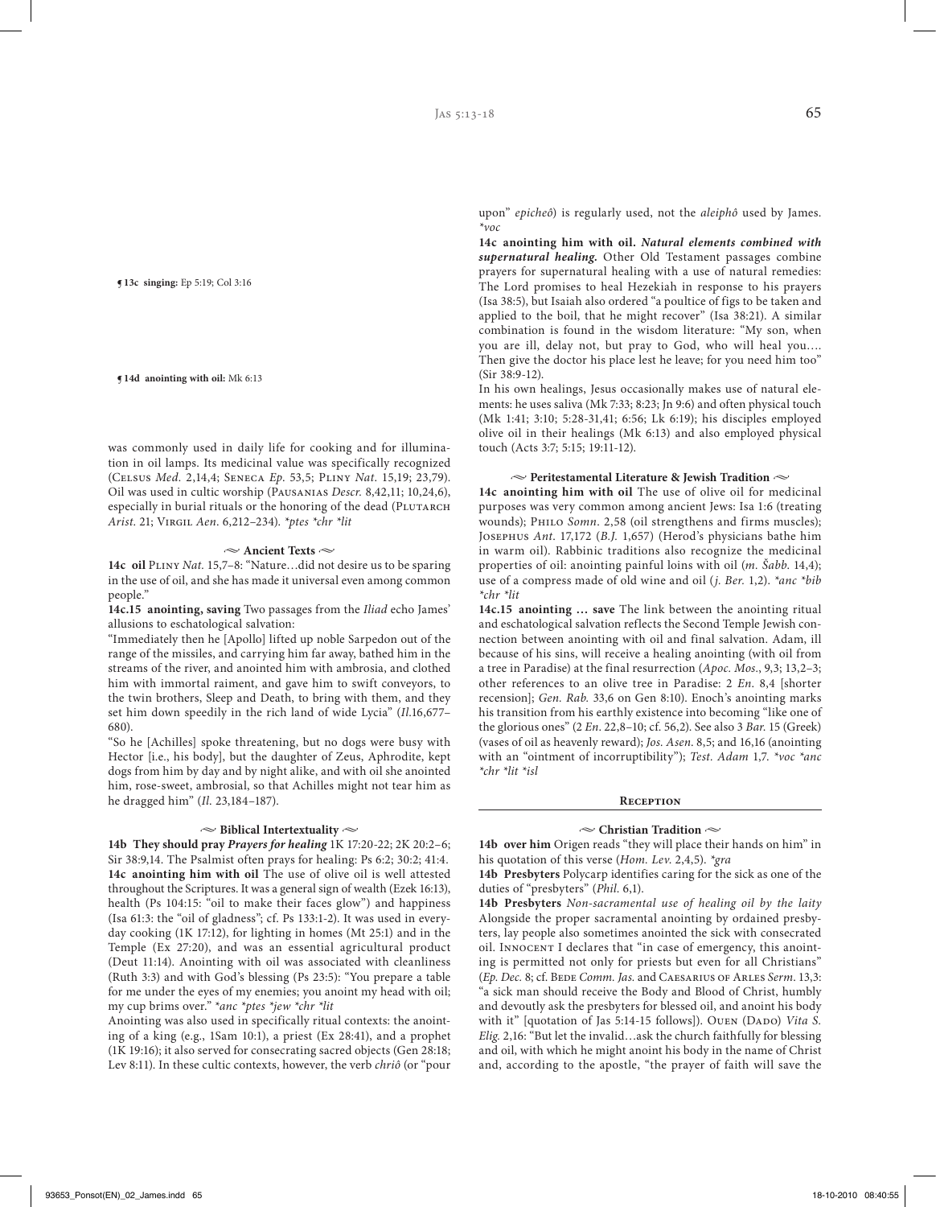¶ **13c singing:** Ep 5:19; Col 3:16

¶ **14d anointing with oil:** Mk 6:13

was commonly used in daily life for cooking and for illumination in oil lamps. Its medicinal value was specifically recognized (Celsus *Med.* 2,14,4; Seneca *Ep.* 53,5; Pliny *Nat.* 15,19; 23,79). Oil was used in cultic worship (Pausanias *Descr.* 8,42,11; 10,24,6), especially in burial rituals or the honoring of the dead (Plutarch *Arist.* 21; Virgil *Aen.* 6,212–234). *\*ptes \*chr \*lit*

### Ancient Texts

**14c oil** Pliny *Nat.* 15,7–8: "Nature…did not desire us to be sparing in the use of oil, and she has made it universal even among common people."

**14c.15 anointing, saving** Two passages from the *Iliad* echo James' allusions to eschatological salvation:

"Immediately then he [Apollo] lifted up noble Sarpedon out of the range of the missiles, and carrying him far away, bathed him in the streams of the river, and anointed him with ambrosia, and clothed him with immortal raiment, and gave him to swift conveyors, to the twin brothers, Sleep and Death, to bring with them, and they set him down speedily in the rich land of wide Lycia" (*Il.*16,677–680).

"So he [Achilles] spoke threatening, but no dogs were busy with Hector [i.e., his body], but the daughter of Zeus, Aphrodite, kept dogs from him by day and by night alike, and with oil she anointed him, rose-sweet, ambrosial, so that Achilles might not tear him as he dragged him" (*Il.* 23,184–187).

### Biblical Intertextuality

**14b They should pray** ***Prayers for healing*** 1K 17:20-22; 2K 20:2–6; Sir 38:9,14. The Psalmist often prays for healing: Ps 6:2; 30:2; 41:4.

**14c anointing him with oil** The use of olive oil is well attested throughout the Scriptures. It was a general sign of wealth (Ezek 16:13), health (Ps 104:15: "oil to make their faces glow") and happiness (Isa 61:3: the "oil of gladness"; cf. Ps 133:1-2). It was used in everyday cooking (1K 17:12), for lighting in homes (Mt 25:1) and in the Temple (Ex 27:20), and was an essential agricultural product (Deut 11:14). Anointing with oil was associated with cleanliness (Ruth 3:3) and with God's blessing (Ps 23:5): "You prepare a table for me under the eyes of my enemies; you anoint my head with oil; my cup brims over." *\*anc \*ptes \*jew \*chr \*lit*

Anointing was also used in specifically ritual contexts: the anointing of a king (e.g., 1Sam 10:1), a priest (Ex 28:41), and a prophet (1K 19:16); it also served for consecrating sacred objects (Gen 28:18; Lev 8:11). In these cultic contexts, however, the verb *chriô* (or "pour upon" *epicheô*) is regularly used, not the *aleiphô* used by James. *\*voc*

**14c anointing him with oil.** ***Natural elements combined with supernatural healing.*** Other Old Testament passages combine prayers for supernatural healing with a use of natural remedies: The Lord promises to heal Hezekiah in response to his prayers (Isa 38:5), but Isaiah also ordered "a poultice of figs to be taken and applied to the boil, that he might recover" (Isa 38:21). A similar combination is found in the wisdom literature: "My son, when you are ill, delay not, but pray to God, who will heal you…. Then give the doctor his place lest he leave; for you need him too" (Sir 38:9-12).

In his own healings, Jesus occasionally makes use of natural elements: he uses saliva (Mk 7:33; 8:23; Jn 9:6) and often physical touch (Mk 1:41; 3:10; 5:28-31,41; 6:56; Lk 6:19); his disciples employed olive oil in their healings (Mk 6:13) and also employed physical touch (Acts 3:7; 5:15; 19:11-12).

### Peritestamental Literature & Jewish Tradition

**14c anointing him with oil** The use of olive oil for medicinal purposes was very common among ancient Jews: Isa 1:6 (treating wounds); Philo *Somn.* 2,58 (oil strengthens and firms muscles); Josephus *Ant.* 17,172 (*B.J.* 1,657) (Herod's physicians bathe him in warm oil). Rabbinic traditions also recognize the medicinal properties of oil: anointing painful loins with oil (*m. Šabb.* 14,4); use of a compress made of old wine and oil (*j. Ber.* 1,2). *\*anc \*bib \*chr \*lit*

**14c.15 anointing … save** The link between the anointing ritual and eschatological salvation reflects the Second Temple Jewish connection between anointing with oil and final salvation. Adam, ill because of his sins, will receive a healing anointing (with oil from a tree in Paradise) at the final resurrection (*Apoc. Mos*., 9,3; 13,2–3; other references to an olive tree in Paradise: 2 *En.* 8,4 [shorter recension]; *Gen. Rab.* 33,6 on Gen 8:10). Enoch's anointing marks his transition from his earthly existence into becoming "like one of the glorious ones" (2 *En*. 22,8–10; cf. 56,2). See also 3 *Bar.* 15 (Greek) (vases of oil as heavenly reward); *Jos. Asen.* 8,5; and 16,16 (anointing with an "ointment of incorruptibility"); *Test. Adam* 1,7. *\*voc \*anc \*chr \*lit \*isl*

## Reception

### Christian Tradition

**14b over him** Origen reads "they will place their hands on him" in his quotation of this verse (*Hom. Lev.* 2,4,5). *\*gra*

**14b Presbyters** Polycarp identifies caring for the sick as one of the duties of "presbyters" (*Phil.* 6,1).

**14b Presbyters** ***Non-sacramental use of healing oil by the laity*** Alongside the proper sacramental anointing by ordained presbyters, lay people also sometimes anointed the sick with consecrated oil. Innocent I declares that "in case of emergency, this anointing is permitted not only for priests but even for all Christians" (*Ep. Dec.* 8; cf. Bede *Comm. Jas.* and Caesarius of Arles *Serm.* 13,3: "a sick man should receive the Body and Blood of Christ, humbly and devoutly ask the presbyters for blessed oil, and anoint his body with it" [quotation of Jas 5:14-15 follows]). Ouen (Dado) *Vita S. Elig.* 2,16: "But let the invalid…ask the church faithfully for blessing and oil, with which he might anoint his body in the name of Christ and, according to the apostle, "the prayer of faith will save the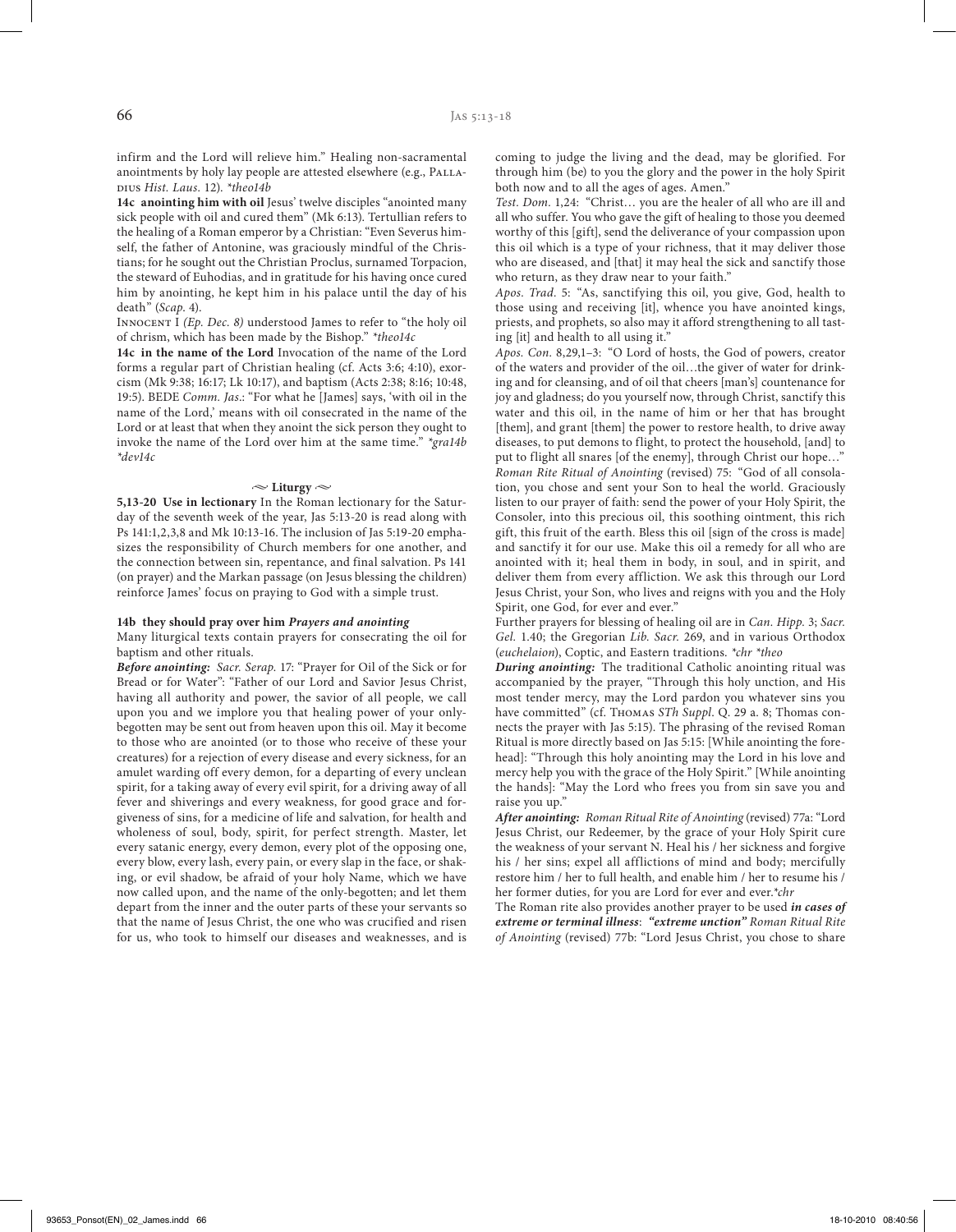infirm and the Lord will relieve him." Healing non-sacramental anointments by holy lay people are attested elsewhere (e.g., Palladius *Hist. Laus.* 12). *theo14b

**14c anointing him with oil** Jesus' twelve disciples "anointed many sick people with oil and cured them" (Mk 6:13). Tertullian refers to the healing of a Roman emperor by a Christian: "Even Severus himself, the father of Antonine, was graciously mindful of the Christians; for he sought out the Christian Proclus, surnamed Torpacion, the steward of Euhodias, and in gratitude for his having once cured him by anointing, he kept him in his palace until the day of his death" (*Scap.* 4).

Innocent I *(Ep. Dec. 8)* understood James to refer to "the holy oil of chrism, which has been made by the Bishop." *theo14c

**14c in the name of the Lord** Invocation of the name of the Lord forms a regular part of Christian healing (cf. Acts 3:6; 4:10), exorcism (Mk 9:38; 16:17; Lk 10:17), and baptism (Acts 2:38; 8:16; 10:48, 19:5). BEDE *Comm. Jas.*: "For what he [James] says, 'with oil in the name of the Lord,' means with oil consecrated in the name of the Lord or at least that when they anoint the sick person they ought to invoke the name of the Lord over him at the same time." *gra14b *dev14c

## ~ Liturgy ~

**5,13-20 Use in lectionary** In the Roman lectionary for the Saturday of the seventh week of the year, Jas 5:13-20 is read along with Ps 141:1,2,3,8 and Mk 10:13-16. The inclusion of Jas 5:19-20 emphasizes the responsibility of Church members for one another, and the connection between sin, repentance, and final salvation. Ps 141 (on prayer) and the Markan passage (on Jesus blessing the children) reinforce James' focus on praying to God with a simple trust.

**14b they should pray over him *Prayers and anointing***

Many liturgical texts contain prayers for consecrating the oil for baptism and other rituals.

***Before anointing:*** *Sacr. Serap.* 17: "Prayer for Oil of the Sick or for Bread or for Water": "Father of our Lord and Savior Jesus Christ, having all authority and power, the savior of all people, we call upon you and we implore you that healing power of your only-begotten may be sent out from heaven upon this oil. May it become to those who are anointed (or to those who receive of these your creatures) for a rejection of every disease and every sickness, for an amulet warding off every demon, for a departing of every unclean spirit, for a taking away of every evil spirit, for a driving away of all fever and shiverings and every weakness, for good grace and forgiveness of sins, for a medicine of life and salvation, for health and wholeness of soul, body, spirit, for perfect strength. Master, let every satanic energy, every demon, every plot of the opposing one, every blow, every lash, every pain, or every slap in the face, or shaking, or evil shadow, be afraid of your holy Name, which we have now called upon, and the name of the only-begotten; and let them depart from the inner and the outer parts of these your servants so that the name of Jesus Christ, the one who was crucified and risen for us, who took to himself our diseases and weaknesses, and is coming to judge the living and the dead, may be glorified. For through him (be) to you the glory and the power in the holy Spirit both now and to all the ages of ages. Amen."

*Test. Dom.* 1,24: "Christ… you are the healer of all who are ill and all who suffer. You who gave the gift of healing to those you deemed worthy of this [gift], send the deliverance of your compassion upon this oil which is a type of your richness, that it may deliver those who are diseased, and [that] it may heal the sick and sanctify those who return, as they draw near to your faith."

*Apos. Trad.* 5: "As, sanctifying this oil, you give, God, health to those using and receiving [it], whence you have anointed kings, priests, and prophets, so also may it afford strengthening to all tasting [it] and health to all using it."

*Apos. Con.* 8,29,1–3: "O Lord of hosts, the God of powers, creator of the waters and provider of the oil…the giver of water for drinking and for cleansing, and of oil that cheers [man's] countenance for joy and gladness; do you yourself now, through Christ, sanctify this water and this oil, in the name of him or her that has brought [them], and grant [them] the power to restore health, to drive away diseases, to put demons to flight, to protect the household, [and] to put to flight all snares [of the enemy], through Christ our hope…"

*Roman Rite Ritual of Anointing* (revised) 75: "God of all consolation, you chose and sent your Son to heal the world. Graciously listen to our prayer of faith: send the power of your Holy Spirit, the Consoler, into this precious oil, this soothing ointment, this rich gift, this fruit of the earth. Bless this oil [sign of the cross is made] and sanctify it for our use. Make this oil a remedy for all who are anointed with it; heal them in body, in soul, and in spirit, and deliver them from every affliction. We ask this through our Lord Jesus Christ, your Son, who lives and reigns with you and the Holy Spirit, one God, for ever and ever."

Further prayers for blessing of healing oil are in *Can. Hipp.* 3; *Sacr. Gel.* 1.40; the Gregorian *Lib. Sacr.* 269, and in various Orthodox (*euchelaion*), Coptic, and Eastern traditions. *chr *theo

***During anointing:*** The traditional Catholic anointing ritual was accompanied by the prayer, "Through this holy unction, and His most tender mercy, may the Lord pardon you whatever sins you have committed" (cf. Thomas *STh Suppl.* Q. 29 a. 8; Thomas connects the prayer with Jas 5:15). The phrasing of the revised Roman Ritual is more directly based on Jas 5:15: [While anointing the forehead]: "Through this holy anointing may the Lord in his love and mercy help you with the grace of the Holy Spirit." [While anointing the hands]: "May the Lord who frees you from sin save you and raise you up."

***After anointing:*** *Roman Ritual Rite of Anointing* (revised) 77a: "Lord Jesus Christ, our Redeemer, by the grace of your Holy Spirit cure the weakness of your servant N. Heal his / her sickness and forgive his / her sins; expel all afflictions of mind and body; mercifully restore him / her to full health, and enable him / her to resume his / her former duties, for you are Lord for ever and ever.*chr

The Roman rite also provides another prayer to be used ***in cases of extreme or terminal illness***: ***"extreme unction"*** *Roman Ritual Rite of Anointing* (revised) 77b: "Lord Jesus Christ, you chose to share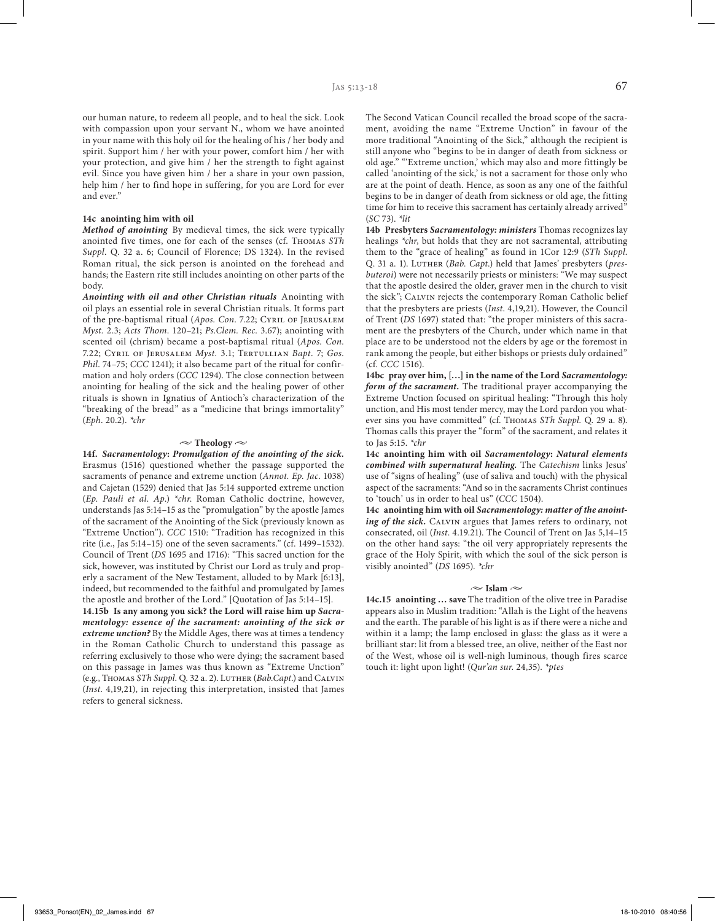our human nature, to redeem all people, and to heal the sick. Look with compassion upon your servant N., whom we have anointed in your name with this holy oil for the healing of his / her body and spirit. Support him / her with your power, comfort him / her with your protection, and give him / her the strength to fight against evil. Since you have given him / her a share in your own passion, help him / her to find hope in suffering, for you are Lord for ever and ever."

**14c anointing him with oil**

***Method of anointing*** By medieval times, the sick were typically anointed five times, one for each of the senses (cf. Thomas *STh Suppl*. Q. 32 a. 6; Council of Florence; DS 1324). In the revised Roman ritual, the sick person is anointed on the forehead and hands; the Eastern rite still includes anointing on other parts of the body.

***Anointing with oil and other Christian rituals*** Anointing with oil plays an essential role in several Christian rituals. It forms part of the pre-baptismal ritual (*Apos. Con*. 7.22; Cyril of Jerusalem *Myst*. 2.3; *Acts Thom*. 120–21; *Ps.Clem. Rec*. 3.67); anointing with scented oil (chrism) became a post-baptismal ritual (*Apos. Con*. 7.22; Cyril of Jerusalem *Myst*. 3.1; Tertullian *Bapt*. 7; *Gos. Phil*. 74–75; *CCC* 1241); it also became part of the ritual for confirmation and holy orders (*CCC* 1294). The close connection between anointing for healing of the sick and the healing power of other rituals is shown in Ignatius of Antioch's characterization of the "breaking of the bread" as a "medicine that brings immortality" (*Eph*. 20.2). *\*chr*

## Theology

**14f.** ***Sacramentology: Promulgation of the anointing of the sick.*** Erasmus (1516) questioned whether the passage supported the sacraments of penance and extreme unction (*Annot. Ep. Jac*. 1038) and Cajetan (1529) denied that Jas 5:14 supported extreme unction (*Ep. Pauli et al. Ap*.) *\*chr*. Roman Catholic doctrine, however, understands Jas 5:14–15 as the "promulgation" by the apostle James of the sacrament of the Anointing of the Sick (previously known as "Extreme Unction"). *CCC* 1510: "Tradition has recognized in this rite (i.e., Jas 5:14–15) one of the seven sacraments." (cf. 1499–1532). Council of Trent (*DS* 1695 and 1716): "This sacred unction for the sick, however, was instituted by Christ our Lord as truly and properly a sacrament of the New Testament, alluded to by Mark [6:13], indeed, but recommended to the faithful and promulgated by James the apostle and brother of the Lord." [Quotation of Jas 5:14–15].

**14.15b Is any among you sick? the Lord will raise him up** ***Sacramentology: essence of the sacrament: anointing of the sick or extreme unction?*** By the Middle Ages, there was at times a tendency in the Roman Catholic Church to understand this passage as referring exclusively to those who were dying; the sacrament based on this passage in James was thus known as "Extreme Unction" (e.g., Thomas *STh Suppl*. Q. 32 a. 2). Luther (*Bab.Capt*.) and Calvin (*Inst*. 4,19,21), in rejecting this interpretation, insisted that James refers to general sickness.

The Second Vatican Council recalled the broad scope of the sacrament, avoiding the name "Extreme Unction" in favour of the more traditional "Anointing of the Sick," although the recipient is still anyone who "begins to be in danger of death from sickness or old age." "'Extreme unction,' which may also and more fittingly be called 'anointing of the sick,' is not a sacrament for those only who are at the point of death. Hence, as soon as any one of the faithful begins to be in danger of death from sickness or old age, the fitting time for him to receive this sacrament has certainly already arrived" (*SC* 73). *\*lit*

**14b Presbyters** ***Sacramentology: ministers*** Thomas recognizes lay healings *\*chr*, but holds that they are not sacramental, attributing them to the "grace of healing" as found in 1Cor 12:9 (*STh Suppl*. Q. 31 a. 1). Luther (*Bab. Capt*.) held that James' presbyters (*presbuteroi*) were not necessarily priests or ministers: "We may suspect that the apostle desired the older, graver men in the church to visit the sick"; Calvin rejects the contemporary Roman Catholic belief that the presbyters are priests (*Inst*. 4,19,21). However, the Council of Trent (*DS* 1697) stated that: "the proper ministers of this sacrament are the presbyters of the Church, under which name in that place are to be understood not the elders by age or the foremost in rank among the people, but either bishops or priests duly ordained" (cf. *CCC* 1516).

**14bc pray over him, […] in the name of the Lord** ***Sacramentology: form of the sacrament.*** The traditional prayer accompanying the Extreme Unction focused on spiritual healing: "Through this holy unction, and His most tender mercy, may the Lord pardon you whatever sins you have committed" (cf. Thomas *STh Suppl.* Q. 29 a. 8). Thomas calls this prayer the "form" of the sacrament, and relates it to Jas 5:15. *\*chr*

**14c anointing him with oil** ***Sacramentology: Natural elements combined with supernatural healing.*** The *Catechism* links Jesus' use of "signs of healing" (use of saliva and touch) with the physical aspect of the sacraments: "And so in the sacraments Christ continues to 'touch' us in order to heal us" (*CCC* 1504).

**14c anointing him with oil** ***Sacramentology: matter of the anointing of the sick.*** Calvin argues that James refers to ordinary, not consecrated, oil (*Inst*. 4.19.21). The Council of Trent on Jas 5,14–15 on the other hand says: "the oil very appropriately represents the grace of the Holy Spirit, with which the soul of the sick person is visibly anointed" (*DS* 1695). *\*chr*

## Islam

**14c.15 anointing … save** The tradition of the olive tree in Paradise appears also in Muslim tradition: "Allah is the Light of the heavens and the earth. The parable of his light is as if there were a niche and within it a lamp; the lamp enclosed in glass: the glass as it were a brilliant star: lit from a blessed tree, an olive, neither of the East nor of the West, whose oil is well-nigh luminous, though fires scarce touch it: light upon light! (*Qur'an sur*. 24,35). *\*ptes*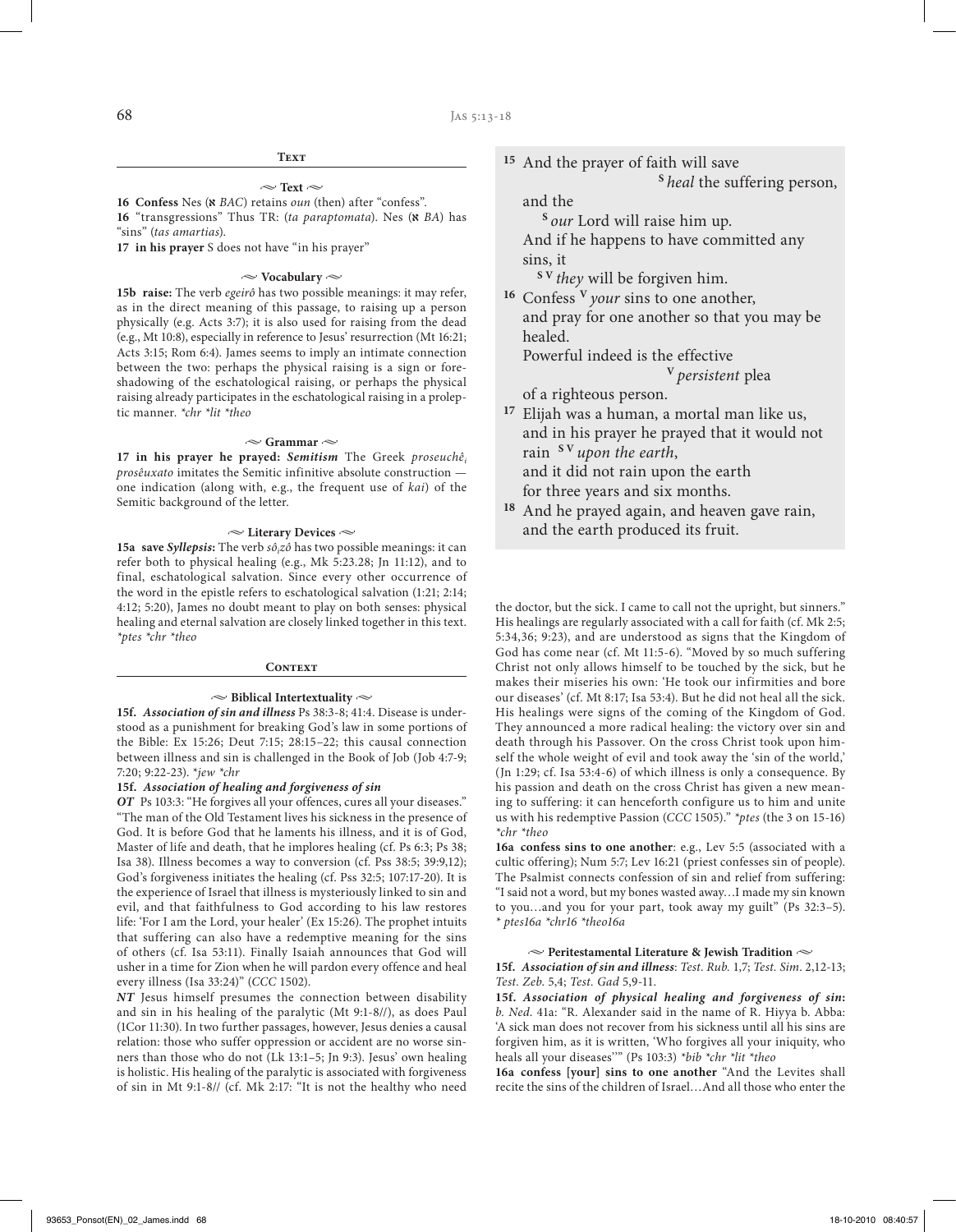## Text

### ~ Text ~

**16 Confess** Nes (א *BAC*) retains *oun* (then) after "confess".

**16** "transgressions" Thus TR: (*ta paraptomata*). Nes (א *BA*) has "sins" (*tas amartias*).

**17 in his prayer** S does not have "in his prayer"

### ~ Vocabulary ~

**15b raise:** The verb *egeirô* has two possible meanings: it may refer, as in the direct meaning of this passage, to raising up a person physically (e.g. Acts 3:7); it is also used for raising from the dead (e.g., Mt 10:8), especially in reference to Jesus' resurrection (Mt 16:21; Acts 3:15; Rom 6:4). James seems to imply an intimate connection between the two: perhaps the physical raising is a sign or foreshadowing of the eschatological raising, or perhaps the physical raising already participates in the eschatological raising in a proleptic manner. *\*chr \*lit \*theo*

### ~ Grammar ~

**17 in his prayer he prayed:** ***Semitism*** The Greek *proseuchê̜ prosêuxato* imitates the Semitic infinitive absolute construction — one indication (along with, e.g., the frequent use of *kai*) of the Semitic background of the letter.

### ~ Literary Devices ~

**15a save *Syllepsis*:** The verb *sô̜zô* has two possible meanings: it can refer both to physical healing (e.g., Mk 5:23.28; Jn 11:12), and to final, eschatological salvation. Since every other occurrence of the word in the epistle refers to eschatological salvation (1:21; 2:14; 4:12; 5:20), James no doubt meant to play on both senses: physical healing and eternal salvation are closely linked together in this text. *\*ptes \*chr \*theo*

> [15] And the prayer of faith will save
> [S] *heal* the suffering person,
> and the
> [S] *our* Lord will raise him up.
> And if he happens to have committed any sins, it
> [S V] *they* will be forgiven him.
>
> [16] Confess [V] *your* sins to one another,
> and pray for one another so that you may be healed.
> Powerful indeed is the effective
> [V] *persistent* plea
> of a righteous person.
>
> [17] Elijah was a human, a mortal man like us,
> and in his prayer he prayed that it would not rain [S V] *upon the earth*,
> and it did not rain upon the earth
> for three years and six months.
>
> [18] And he prayed again, and heaven gave rain,
> and the earth produced its fruit.

## Context

### ~ Biblical Intertextuality ~

**15f.** ***Association of sin and illness*** Ps 38:3-8; 41:4. Disease is understood as a punishment for breaking God's law in some portions of the Bible: Ex 15:26; Deut 7:15; 28:15–22; this causal connection between illness and sin is challenged in the Book of Job (Job 4:7-9; 7:20; 9:22-23). *\*jew \*chr*

**15f.** ***Association of healing and forgiveness of sin***

***OT*** Ps 103:3: "He forgives all your offences, cures all your diseases." "The man of the Old Testament lives his sickness in the presence of God. It is before God that he laments his illness, and it is of God, Master of life and death, that he implores healing (cf. Ps 6:3; Ps 38; Isa 38). Illness becomes a way to conversion (cf. Pss 38:5; 39:9,12); God's forgiveness initiates the healing (cf. Pss 32:5; 107:17-20). It is the experience of Israel that illness is mysteriously linked to sin and evil, and that faithfulness to God according to his law restores life: 'For I am the Lord, your healer' (Ex 15:26). The prophet intuits that suffering can also have a redemptive meaning for the sins of others (cf. Isa 53:11). Finally Isaiah announces that God will usher in a time for Zion when he will pardon every offence and heal every illness (Isa 33:24)" (*CCC* 1502).

***NT*** Jesus himself presumes the connection between disability and sin in his healing of the paralytic (Mt 9:1-8//), as does Paul (1Cor 11:30). In two further passages, however, Jesus denies a causal relation: those who suffer oppression or accident are no worse sinners than those who do not (Lk 13:1–5; Jn 9:3). Jesus' own healing is holistic. His healing of the paralytic is associated with forgiveness of sin in Mt 9:1-8// (cf. Mk 2:17: "It is not the healthy who need the doctor, but the sick. I came to call not the upright, but sinners." His healings are regularly associated with a call for faith (cf. Mk 2:5; 5:34,36; 9:23), and are understood as signs that the Kingdom of God has come near (cf. Mt 11:5-6). "Moved by so much suffering Christ not only allows himself to be touched by the sick, but he makes their miseries his own: 'He took our infirmities and bore our diseases' (cf. Mt 8:17; Isa 53:4). But he did not heal all the sick. His healings were signs of the coming of the Kingdom of God. They announced a more radical healing: the victory over sin and death through his Passover. On the cross Christ took upon himself the whole weight of evil and took away the 'sin of the world,' (Jn 1:29; cf. Isa 53:4-6) of which illness is only a consequence. By his passion and death on the cross Christ has given a new meaning to suffering: it can henceforth configure us to him and unite us with his redemptive Passion (*CCC* 1505)." *\*ptes* (the 3 on 15-16) *\*chr \*theo*

**16a confess sins to one another**: e.g., Lev 5:5 (associated with a cultic offering); Num 5:7; Lev 16:21 (priest confesses sin of people). The Psalmist connects confession of sin and relief from suffering: "I said not a word, but my bones wasted away…I made my sin known to you…and you for your part, took away my guilt" (Ps 32:3–5). *\* ptes16a \*chr16 \*theo16a*

### ~ Peritestamental Literature & Jewish Tradition ~

**15f.** ***Association of sin and illness***: *Test. Rub.* 1,7; *Test. Sim.* 2,12-13; *Test. Zeb.* 5,4; *Test. Gad* 5,9-11.

**15f.** ***Association of physical healing and forgiveness of sin***: *b. Ned.* 41a: "R. Alexander said in the name of R. Hiyya b. Abba: 'A sick man does not recover from his sickness until all his sins are forgiven him, as it is written, 'Who forgives all your iniquity, who heals all your diseases''" (Ps 103:3) *\*bib \*chr \*lit \*theo*

**16a confess [your] sins to one another** "And the Levites shall recite the sins of the children of Israel…And all those who enter the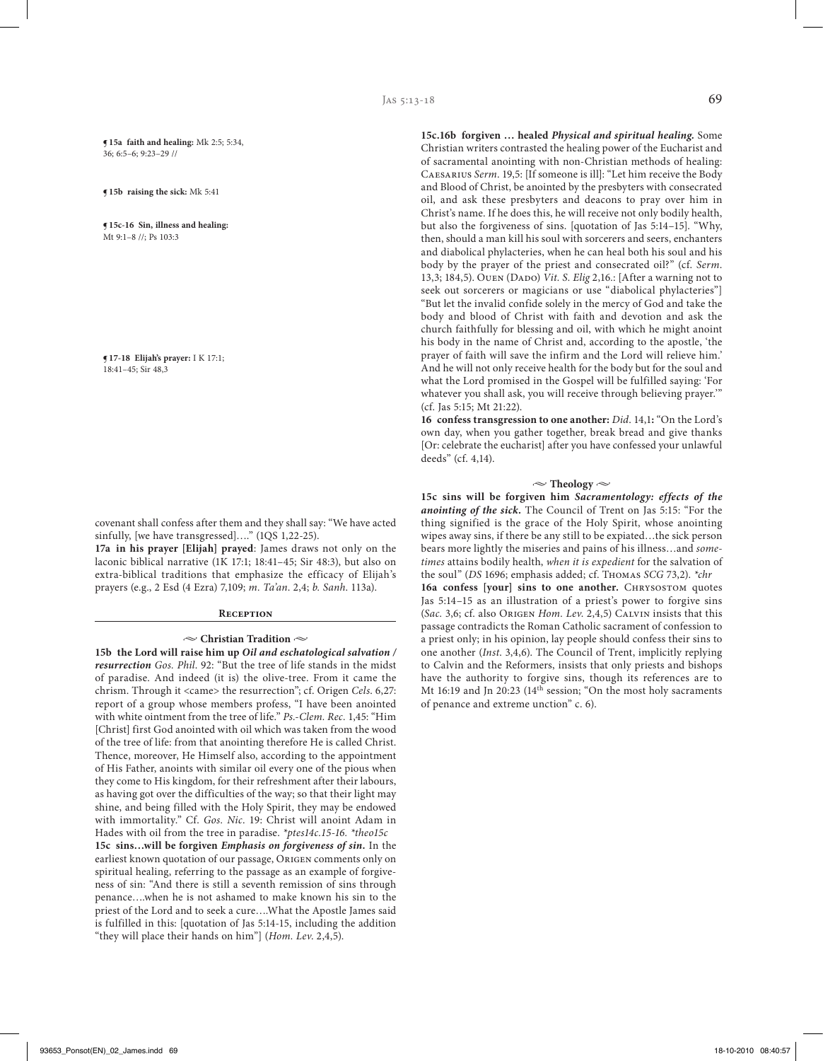¶ **15a faith and healing:** Mk 2:5; 5:34, 36; 6:5–6; 9:23–29 //

¶ **15b raising the sick:** Mk 5:41

¶ **15c-16 Sin, illness and healing:** Mt 9:1–8 //; Ps 103:3

¶ **17-18 Elijah's prayer:** I K 17:1; 18:41–45; Sir 48,3

covenant shall confess after them and they shall say: "We have acted sinfully, [we have transgressed]…." (1QS 1,22-25).

**17a in his prayer [Elijah] prayed**: James draws not only on the laconic biblical narrative (1K 17:1; 18:41–45; Sir 48:3), but also on extra-biblical traditions that emphasize the efficacy of Elijah's prayers (e.g., 2 Esd (4 Ezra) 7,109; *m. Ta'an.* 2,4; *b. Sanh.* 113a).

## Reception

### Christian Tradition

**15b the Lord will raise him up** ***Oil and eschatological salvation / resurrection*** *Gos. Phil.* 92: "But the tree of life stands in the midst of paradise. And indeed (it is) the olive-tree. From it came the chrism. Through it <came> the resurrection"; cf. Origen *Cels.* 6,27: report of a group whose members profess, "I have been anointed with white ointment from the tree of life." *Ps.-Clem. Rec.* 1,45: "Him [Christ] first God anointed with oil which was taken from the wood of the tree of life: from that anointing therefore He is called Christ. Thence, moreover, He Himself also, according to the appointment of His Father, anoints with similar oil every one of the pious when they come to His kingdom, for their refreshment after their labours, as having got over the difficulties of the way; so that their light may shine, and being filled with the Holy Spirit, they may be endowed with immortality." Cf. *Gos. Nic.* 19: Christ will anoint Adam in Hades with oil from the tree in paradise. *\*ptes14c.15-16. \*theo15c*

**15c sins…will be forgiven** ***Emphasis on forgiveness of sin.*** In the earliest known quotation of our passage, Origen comments only on spiritual healing, referring to the passage as an example of forgiveness of sin: "And there is still a seventh remission of sins through penance….when he is not ashamed to make known his sin to the priest of the Lord and to seek a cure….What the Apostle James said is fulfilled in this: [quotation of Jas 5:14-15, including the addition "they will place their hands on him"] (*Hom. Lev.* 2,4,5).

**15c.16b forgiven … healed** ***Physical and spiritual healing.*** Some Christian writers contrasted the healing power of the Eucharist and of sacramental anointing with non-Christian methods of healing: Caesarius *Serm.* 19,5: [If someone is ill]: "Let him receive the Body and Blood of Christ, be anointed by the presbyters with consecrated oil, and ask these presbyters and deacons to pray over him in Christ's name. If he does this, he will receive not only bodily health, but also the forgiveness of sins. [quotation of Jas 5:14–15]. "Why, then, should a man kill his soul with sorcerers and seers, enchanters and diabolical phylacteries, when he can heal both his soul and his body by the prayer of the priest and consecrated oil?" (cf. *Serm.* 13,3; 184,5). Ouen (Dado) *Vit. S. Elig* 2,16.: [After a warning not to seek out sorcerers or magicians or use "diabolical phylacteries"] "But let the invalid confide solely in the mercy of God and take the body and blood of Christ with faith and devotion and ask the church faithfully for blessing and oil, with which he might anoint his body in the name of Christ and, according to the apostle, 'the prayer of faith will save the infirm and the Lord will relieve him.' And he will not only receive health for the body but for the soul and what the Lord promised in the Gospel will be fulfilled saying: 'For whatever you shall ask, you will receive through believing prayer.'" (cf. Jas 5:15; Mt 21:22).

**16 confess transgression to one another:** *Did.* 14,1: "On the Lord's own day, when you gather together, break bread and give thanks [Or: celebrate the eucharist] after you have confessed your unlawful deeds" (cf. 4,14).

### Theology

**15c sins will be forgiven him** ***Sacramentology: effects of the anointing of the sick.*** The Council of Trent on Jas 5:15: "For the thing signified is the grace of the Holy Spirit, whose anointing wipes away sins, if there be any still to be expiated…the sick person bears more lightly the miseries and pains of his illness…and *sometimes* attains bodily health, *when it is expedient* for the salvation of the soul" (*DS* 1696; emphasis added; cf. Thomas *SCG* 73,2). *\*chr*

**16a confess [your] sins to one another.** Chrysostom quotes Jas 5:14–15 as an illustration of a priest's power to forgive sins (*Sac.* 3,6; cf. also Origen *Hom. Lev.* 2,4,5) Calvin insists that this passage contradicts the Roman Catholic sacrament of confession to a priest only; in his opinion, lay people should confess their sins to one another (*Inst.* 3,4,6). The Council of Trent, implicitly replying to Calvin and the Reformers, insists that only priests and bishops have the authority to forgive sins, though its references are to Mt 16:19 and Jn 20:23 (14th session; "On the most holy sacraments of penance and extreme unction" c. 6).